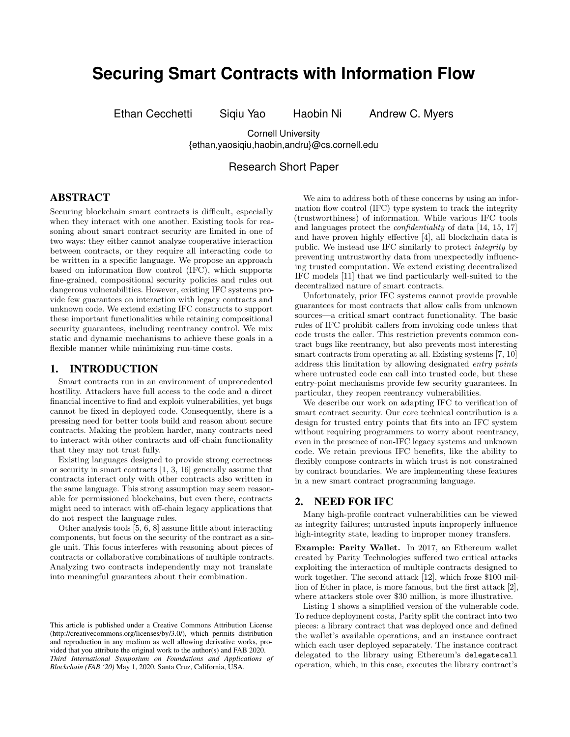# Securing Smart Contracts with Information Flow

Ethan Cecchetti  Siqiu Yao  Haobin Ni  Andrew C. Myers

Cornell University
{ethan,yaosiqiu,haobin,andru}@cs.cornell.edu

Research Short Paper

## ABSTRACT

Securing blockchain smart contracts is difficult, especially when they interact with one another. Existing tools for reasoning about smart contract security are limited in one of two ways: they either cannot analyze cooperative interaction between contracts, or they require all interacting code to be written in a specific language. We propose an approach based on information flow control (IFC), which supports fine-grained, compositional security policies and rules out dangerous vulnerabilities. However, existing IFC systems provide few guarantees on interaction with legacy contracts and unknown code. We extend existing IFC constructs to support these important functionalities while retaining compositional security guarantees, including reentrancy control. We mix static and dynamic mechanisms to achieve these goals in a flexible manner while minimizing run-time costs.

## 1. INTRODUCTION

Smart contracts run in an environment of unprecedented hostility. Attackers have full access to the code and a direct financial incentive to find and exploit vulnerabilities, yet bugs cannot be fixed in deployed code. Consequently, there is a pressing need for better tools build and reason about secure contracts. Making the problem harder, many contracts need to interact with other contracts and off-chain functionality that they may not trust fully.

Existing languages designed to provide strong correctness or security in smart contracts [1, 3, 16] generally assume that contracts interact only with other contracts also written in the same language. This strong assumption may seem reasonable for permissioned blockchains, but even there, contracts might need to interact with off-chain legacy applications that do not respect the language rules.

Other analysis tools [5, 6, 8] assume little about interacting components, but focus on the security of the contract as a single unit. This focus interferes with reasoning about pieces of contracts or collaborative combinations of multiple contracts. Analyzing two contracts independently may not translate into meaningful guarantees about their combination.

This article is published under a Creative Commons Attribution License (http://creativecommons.org/licenses/by/3.0/), which permits distribution and reproduction in any medium as well allowing derivative works, provided that you attribute the original work to the author(s) and FAB 2020.
*Third International Symposium on Foundations and Applications of Blockchain (FAB '20)* May 1, 2020, Santa Cruz, California, USA.

We aim to address both of these concerns by using an information flow control (IFC) type system to track the integrity (trustworthiness) of information. While various IFC tools and languages protect the *confidentiality* of data [14, 15, 17] and have proven highly effective [4], all blockchain data is public. We instead use IFC similarly to protect *integrity* by preventing untrustworthy data from unexpectedly influencing trusted computation. We extend existing decentralized IFC models [11] that we find particularly well-suited to the decentralized nature of smart contracts.

Unfortunately, prior IFC systems cannot provide provable guarantees for most contracts that allow calls from unknown sources—a critical smart contract functionality. The basic rules of IFC prohibit callers from invoking code unless that code trusts the caller. This restriction prevents common contract bugs like reentrancy, but also prevents most interesting smart contracts from operating at all. Existing systems [7, 10] address this limitation by allowing designated *entry points* where untrusted code can call into trusted code, but these entry-point mechanisms provide few security guarantees. In particular, they reopen reentrancy vulnerabilities.

We describe our work on adapting IFC to verification of smart contract security. Our core technical contribution is a design for trusted entry points that fits into an IFC system without requiring programmers to worry about reentrancy, even in the presence of non-IFC legacy systems and unknown code. We retain previous IFC benefits, like the ability to flexibly compose contracts in which trust is not constrained by contract boundaries. We are implementing these features in a new smart contract programming language.

## 2. NEED FOR IFC

Many high-profile contract vulnerabilities can be viewed as integrity failures; untrusted inputs improperly influence high-integrity state, leading to improper money transfers.

**Example: Parity Wallet.** In 2017, an Ethereum wallet created by Parity Technologies suffered two critical attacks exploiting the interaction of multiple contracts designed to work together. The second attack [12], which froze $100 million of Ether in place, is more famous, but the first attack [2], where attackers stole over $30 million, is more illustrative.

Listing 1 shows a simplified version of the vulnerable code. To reduce deployment costs, Parity split the contract into two pieces: a library contract that was deployed once and defined the wallet's available operations, and an instance contract which each user deployed separately. The instance contract delegated to the library using Ethereum's `delegatecall` operation, which, in this case, executes the library contract's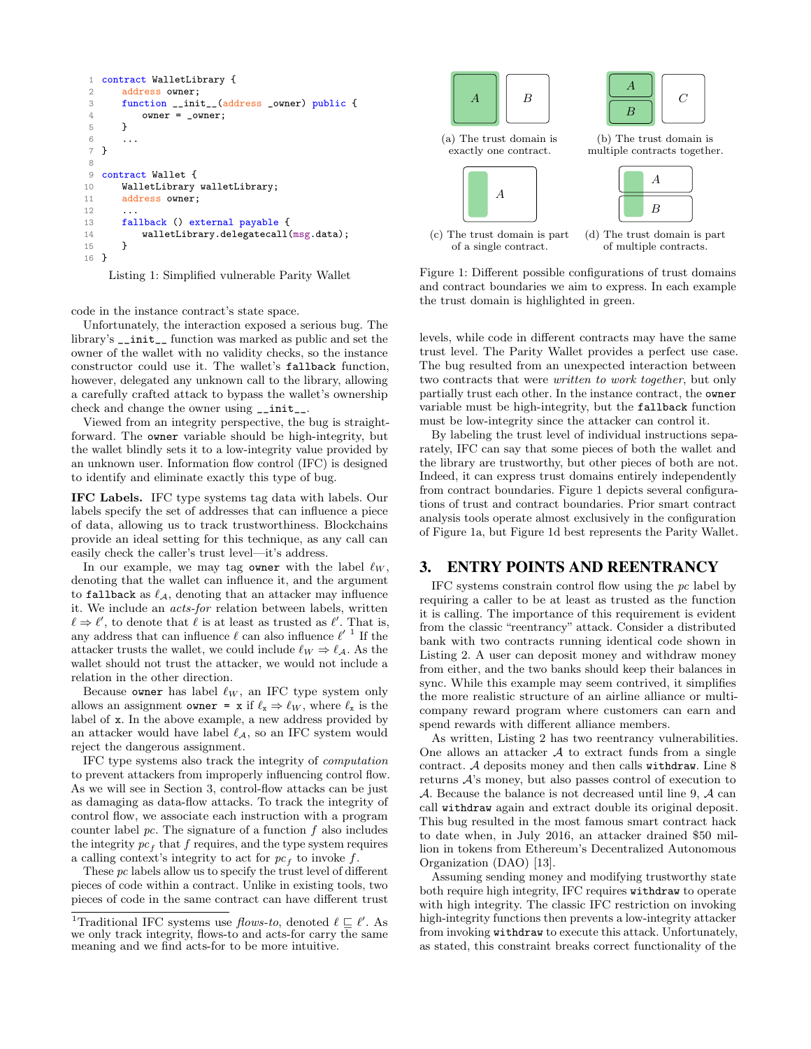```
contract WalletLibrary {
    address owner;
    function __init__(address _owner) public {
        owner = _owner;
    }
    ...
}

contract Wallet {
    WalletLibrary walletLibrary;
    address owner;
    ...
    fallback () external payable {
        walletLibrary.delegatecall(msg.data);
    }
}
```

Listing 1: Simplified vulnerable Parity Wallet

code in the instance contract's state space.

Unfortunately, the interaction exposed a serious bug. The library's `__init__` function was marked as public and set the owner of the wallet with no validity checks, so the instance constructor could use it. The wallet's `fallback` function, however, delegated any unknown call to the library, allowing a carefully crafted attack to bypass the wallet's ownership check and change the owner using `__init__`.

Viewed from an integrity perspective, the bug is straightforward. The `owner` variable should be high-integrity, but the wallet blindly sets it to a low-integrity value provided by an unknown user. Information flow control (IFC) is designed to identify and eliminate exactly this type of bug.

**IFC Labels.** IFC type systems tag data with labels. Our labels specify the set of addresses that can influence a piece of data, allowing us to track trustworthiness. Blockchains provide an ideal setting for this technique, as any call can easily check the caller's trust level—it's address.

In our example, we may tag `owner` with the label $\ell_W$, denoting that the wallet can influence it, and the argument to `fallback` as $\ell_{\mathcal{A}}$, denoting that an attacker may influence it. We include an *acts-for* relation between labels, written $\ell \Rightarrow \ell'$, to denote that $\ell$ is at least as trusted as $\ell'$. That is, any address that can influence $\ell$ can also influence $\ell'$.[1] If the attacker trusts the wallet, we could include $\ell_W \Rightarrow \ell_{\mathcal{A}}$. As the wallet should not trust the attacker, we would not include a relation in the other direction.

Because `owner` has label $\ell_W$, an IFC type system only allows an assignment `owner = x` if $\ell_x \Rightarrow \ell_W$, where $\ell_x$ is the label of `x`. In the above example, a new address provided by an attacker would have label $\ell_{\mathcal{A}}$, so an IFC system would reject the dangerous assignment.

IFC type systems also track the integrity of *computation* to prevent attackers from improperly influencing control flow. As we will see in Section 3, control-flow attacks can be just as damaging as data-flow attacks. To track the integrity of control flow, we associate each instruction with a program counter label *pc*. The signature of a function $f$ also includes the integrity $pc_f$ that $f$ requires, and the type system requires a calling context's integrity to act for $pc_f$ to invoke $f$.

These *pc* labels allow us to specify the trust level of different pieces of code within a contract. Unlike in existing tools, two pieces of code in the same contract can have different trust levels, while code in different contracts may have the same trust level. The Parity Wallet provides a perfect use case. The bug resulted from an unexpected interaction between two contracts that were *written to work together*, but only partially trust each other. In the instance contract, the `owner` variable must be high-integrity, but the `fallback` function must be low-integrity since the attacker can control it.

By labeling the trust level of individual instructions separately, IFC can say that some pieces of both the wallet and the library are trustworthy, but other pieces of both are not. Indeed, it can express trust domains entirely independently from contract boundaries. Figure 1 depicts several configurations of trust and contract boundaries. Prior smart contract analysis tools operate almost exclusively in the configuration of Figure 1a, but Figure 1d best represents the Parity Wallet.

(a) The trust domain is exactly one contract.

(b) The trust domain is multiple contracts together.

(c) The trust domain is part of a single contract.

(d) The trust domain is part of multiple contracts.

Figure 1: Different possible configurations of trust domains and contract boundaries we aim to express. In each example the trust domain is highlighted in green.

[1] Traditional IFC systems use *flows-to*, denoted $\ell \sqsubseteq \ell'$. As we only track integrity, flows-to and acts-for carry the same meaning and we find acts-for to be more intuitive.

## 3. ENTRY POINTS AND REENTRANCY

IFC systems constrain control flow using the *pc* label by requiring a caller to be at least as trusted as the function it is calling. The importance of this requirement is evident from the classic "reentrancy" attack. Consider a distributed bank with two contracts running identical code shown in Listing 2. A user can deposit money and withdraw money from either, and the two banks should keep their balances in sync. While this example may seem contrived, it simplifies the more realistic structure of an airline alliance or multi-company reward program where customers can earn and spend rewards with different alliance members.

As written, Listing 2 has two reentrancy vulnerabilities. One allows an attacker $\mathcal{A}$ to extract funds from a single contract. $\mathcal{A}$ deposits money and then calls `withdraw`. Line 8 returns $\mathcal{A}$'s money, but also passes control of execution to $\mathcal{A}$. Because the balance is not decreased until line 9, $\mathcal{A}$ can call `withdraw` again and extract double its original deposit. This bug resulted in the most famous smart contract hack to date when, in July 2016, an attacker drained \$50 million in tokens from Ethereum's Decentralized Autonomous Organization (DAO) [13].

Assuming sending money and modifying trustworthy state both require high integrity, IFC requires `withdraw` to operate with high integrity. The classic IFC restriction on invoking high-integrity functions then prevents a low-integrity attacker from invoking `withdraw` to execute this attack. Unfortunately, as stated, this constraint breaks correct functionality of the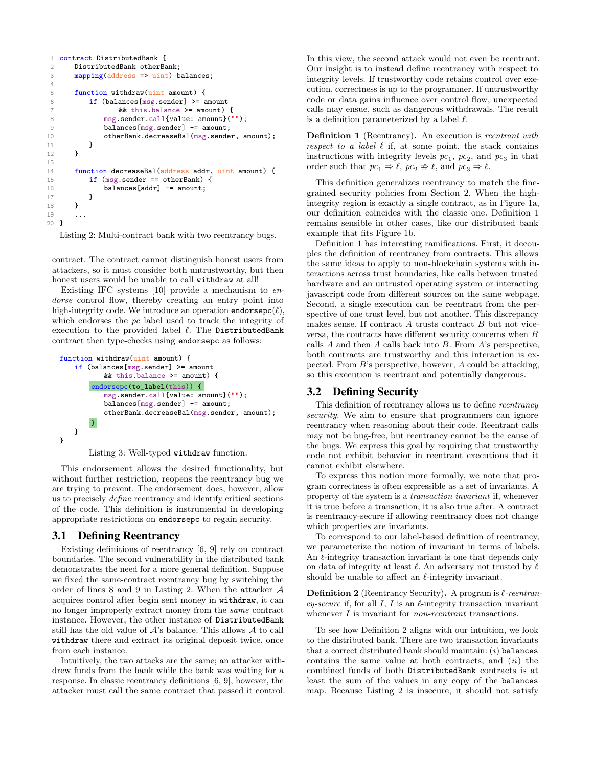```
contract DistributedBank {
    DistributedBank otherBank;
    mapping(address => uint) balances;

    function withdraw(uint amount) {
        if (balances[msg.sender] >= amount
              && this.balance >= amount) {
            msg.sender.call{value: amount}("");
            balances[msg.sender] -= amount;
            otherBank.decreaseBal(msg.sender, amount);
        }
    }

    function decreaseBal(address addr, uint amount) {
        if (msg.sender == otherBank) {
            balances[addr] -= amount;
        }
    }
    ...
}
```

Listing 2: Multi-contract bank with two reentrancy bugs.

contract. The contract cannot distinguish honest users from attackers, so it must consider both untrustworthy, but then honest users would be unable to call `withdraw` at all!

Existing IFC systems [10] provide a mechanism to *endorse* control flow, thereby creating an entry point into high-integrity code. We introduce an operation endorsepc($\ell$), which endorses the $pc$ label used to track the integrity of execution to the provided label $\ell$. The `DistributedBank` contract then type-checks using `endorsepc` as follows:

```
function withdraw(uint amount) {
    if (balances[msg.sender] >= amount
          && this.balance >= amount) {
        endorsepc(to_label(this)) {
            msg.sender.call{value: amount}("");
            balances[msg.sender] -= amount;
            otherBank.decreaseBal(msg.sender, amount);
        }
    }
}
```

Listing 3: Well-typed `withdraw` function.

This endorsement allows the desired functionality, but without further restriction, reopens the reentrancy bug we are trying to prevent. The endorsement does, however, allow us to precisely *define* reentrancy and identify critical sections of the code. This definition is instrumental in developing appropriate restrictions on `endorsepc` to regain security.

## 3.1 Defining Reentrancy

Existing definitions of reentrancy [6, 9] rely on contract boundaries. The second vulnerability in the distributed bank demonstrates the need for a more general definition. Suppose we fixed the same-contract reentrancy bug by switching the order of lines 8 and 9 in Listing 2. When the attacker $\mathcal{A}$ acquires control after begin sent money in `withdraw`, it can no longer improperly extract money from the *same* contract instance. However, the other instance of `DistributedBank` still has the old value of $\mathcal{A}$'s balance. This allows $\mathcal{A}$ to call `withdraw` there and extract its original deposit twice, once from each instance.

Intuitively, the two attacks are the same; an attacker withdrew funds from the bank while the bank was waiting for a response. In classic reentrancy definitions [6, 9], however, the attacker must call the same contract that passed it control. In this view, the second attack would not even be reentrant. Our insight is to instead define reentrancy with respect to integrity levels. If trustworthy code retains control over execution, correctness is up to the programmer. If untrustworthy code or data gains influence over control flow, unexpected calls may ensue, such as dangerous withdrawals. The result is a definition parameterized by a label $\ell$.

**Definition 1** (Reentrancy)**.** An execution is *reentrant with respect to a label* $\ell$ if, at some point, the stack contains instructions with integrity levels $pc_1$, $pc_2$, and $pc_3$ in that order such that $pc_1 \Rightarrow \ell$, $pc_2 \not\Rightarrow \ell$, and $pc_3 \Rightarrow \ell$.

This definition generalizes reentrancy to match the fine-grained security policies from Section 2. When the high-integrity region is exactly a single contract, as in Figure 1a, our definition coincides with the classic one. Definition 1 remains sensible in other cases, like our distributed bank example that fits Figure 1b.

Definition 1 has interesting ramifications. First, it decouples the definition of reentrancy from contracts. This allows the same ideas to apply to non-blockchain systems with interactions across trust boundaries, like calls between trusted hardware and an untrusted operating system or interacting javascript code from different sources on the same webpage. Second, a single execution can be reentrant from the perspective of one trust level, but not another. This discrepancy makes sense. If contract $A$ trusts contract $B$ but not vice-versa, the contracts have different security concerns when $B$ calls $A$ and then $A$ calls back into $B$. From $A$'s perspective, both contracts are trustworthy and this interaction is expected. From $B$'s perspective, however, $A$ could be attacking, so this execution is reentrant and potentially dangerous.

## 3.2 Defining Security

This definition of reentrancy allows us to define *reentrancy security*. We aim to ensure that programmers can ignore reentrancy when reasoning about their code. Reentrant calls may not be bug-free, but reentrancy cannot be the cause of the bugs. We express this goal by requiring that trustworthy code not exhibit behavior in reentrant executions that it cannot exhibit elsewhere.

To express this notion more formally, we note that program correctness is often expressible as a set of invariants. A property of the system is a *transaction invariant* if, whenever it is true before a transaction, it is also true after. A contract is reentrancy-secure if allowing reentrancy does not change which properties are invariants.

To correspond to our label-based definition of reentrancy, we parameterize the notion of invariant in terms of labels. An $\ell$-integrity transaction invariant is one that depends only on data of integrity at least $\ell$. An adversary not trusted by $\ell$ should be unable to affect an $\ell$-integrity invariant.

**Definition 2** (Reentrancy Security)**.** A program is *$\ell$-reentrancy-secure* if, for all $I$, $I$ is an $\ell$-integrity transaction invariant whenever $I$ is invariant for *non-reentrant* transactions.

To see how Definition 2 aligns with our intuition, we look to the distributed bank. There are two transaction invariants that a correct distributed bank should maintain: ($i$) `balances` contains the same value at both contracts, and ($ii$) the combined funds of both `DistributedBank` contracts is at least the sum of the values in any copy of the `balances` map. Because Listing 2 is insecure, it should not satisfy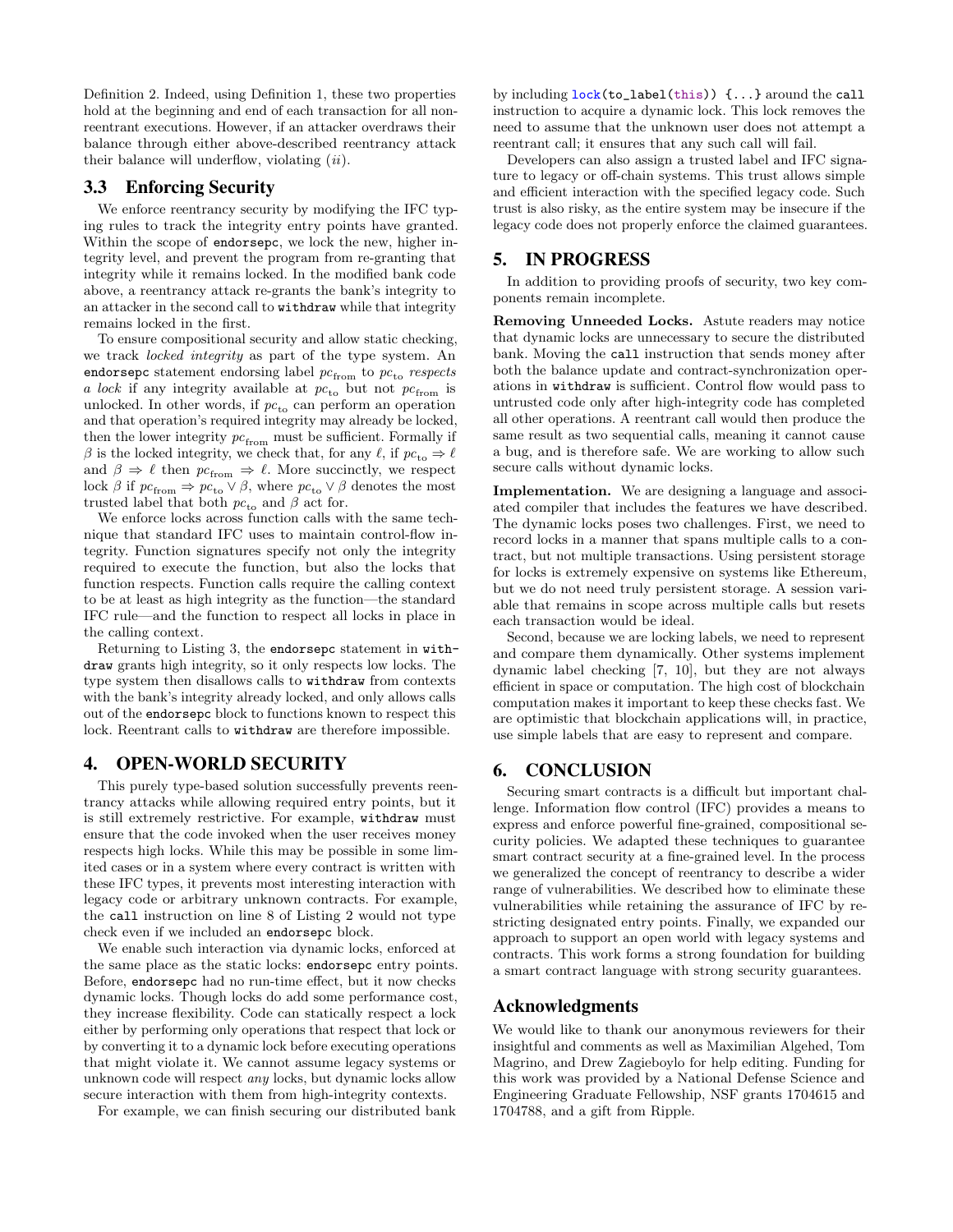Definition 2. Indeed, using Definition 1, these two properties hold at the beginning and end of each transaction for all non-reentrant executions. However, if an attacker overdraws their balance through either above-described reentrancy attack their balance will underflow, violating (*ii*).

## 3.3 Enforcing Security

We enforce reentrancy security by modifying the IFC typing rules to track the integrity entry points have granted. Within the scope of `endorsepc`, we lock the new, higher integrity level, and prevent the program from re-granting that integrity while it remains locked. In the modified bank code above, a reentrancy attack re-grants the bank's integrity to an attacker in the second call to `withdraw` while that integrity remains locked in the first.

To ensure compositional security and allow static checking, we track *locked integrity* as part of the type system. An `endorsepc` statement endorsing label $pc_{\text{from}}$ to $pc_{\text{to}}$ *respects a lock* if any integrity available at $pc_{\text{to}}$ but not $pc_{\text{from}}$ is unlocked. In other words, if $pc_{\text{to}}$ can perform an operation and that operation's required integrity may already be locked, then the lower integrity $pc_{\text{from}}$ must be sufficient. Formally if $\beta$ is the locked integrity, we check that, for any $\ell$, if $pc_{\text{to}} \Rightarrow \ell$ and $\beta \Rightarrow \ell$ then $pc_{\text{from}} \Rightarrow \ell$. More succinctly, we respect lock $\beta$ if $pc_{\text{from}} \Rightarrow pc_{\text{to}} \vee \beta$, where $pc_{\text{to}} \vee \beta$ denotes the most trusted label that both $pc_{\text{to}}$ and $\beta$ act for.

We enforce locks across function calls with the same technique that standard IFC uses to maintain control-flow integrity. Function signatures specify not only the integrity required to execute the function, but also the locks that function respects. Function calls require the calling context to be at least as high integrity as the function—the standard IFC rule—and the function to respect all locks in place in the calling context.

Returning to Listing 3, the `endorsepc` statement in `withdraw` grants high integrity, so it only respects low locks. The type system then disallows calls to `withdraw` from contexts with the bank's integrity already locked, and only allows calls out of the `endorsepc` block to functions known to respect this lock. Reentrant calls to `withdraw` are therefore impossible.

# 4. OPEN-WORLD SECURITY

This purely type-based solution successfully prevents reentrancy attacks while allowing required entry points, but it is still extremely restrictive. For example, `withdraw` must ensure that the code invoked when the user receives money respects high locks. While this may be possible in some limited cases or in a system where every contract is written with these IFC types, it prevents most interesting interaction with legacy code or arbitrary unknown contracts. For example, the `call` instruction on line 8 of Listing 2 would not type check even if we included an `endorsepc` block.

We enable such interaction via dynamic locks, enforced at the same place as the static locks: `endorsepc` entry points. Before, `endorsepc` had no run-time effect, but it now checks dynamic locks. Though locks do add some performance cost, they increase flexibility. Code can statically respect a lock either by performing only operations that respect that lock or by converting it to a dynamic lock before executing operations that might violate it. We cannot assume legacy systems or unknown code will respect *any* locks, but dynamic locks allow secure interaction with them from high-integrity contexts.

For example, we can finish securing our distributed bank by including `lock(to_label(this)) {...}` around the `call` instruction to acquire a dynamic lock. This lock removes the need to assume that the unknown user does not attempt a reentrant call; it ensures that any such call will fail.

Developers can also assign a trusted label and IFC signature to legacy or off-chain systems. This trust allows simple and efficient interaction with the specified legacy code. Such trust is also risky, as the entire system may be insecure if the legacy code does not properly enforce the claimed guarantees.

# 5. IN PROGRESS

In addition to providing proofs of security, two key components remain incomplete.

**Removing Unneeded Locks.** Astute readers may notice that dynamic locks are unnecessary to secure the distributed bank. Moving the `call` instruction that sends money after both the balance update and contract-synchronization operations in `withdraw` is sufficient. Control flow would pass to untrusted code only after high-integrity code has completed all other operations. A reentrant call would then produce the same result as two sequential calls, meaning it cannot cause a bug, and is therefore safe. We are working to allow such secure calls without dynamic locks.

**Implementation.** We are designing a language and associated compiler that includes the features we have described. The dynamic locks poses two challenges. First, we need to record locks in a manner that spans multiple calls to a contract, but not multiple transactions. Using persistent storage for locks is extremely expensive on systems like Ethereum, but we do not need truly persistent storage. A session variable that remains in scope across multiple calls but resets each transaction would be ideal.

Second, because we are locking labels, we need to represent and compare them dynamically. Other systems implement dynamic label checking [7, 10], but they are not always efficient in space or computation. The high cost of blockchain computation makes it important to keep these checks fast. We are optimistic that blockchain applications will, in practice, use simple labels that are easy to represent and compare.

# 6. CONCLUSION

Securing smart contracts is a difficult but important challenge. Information flow control (IFC) provides a means to express and enforce powerful fine-grained, compositional security policies. We adapted these techniques to guarantee smart contract security at a fine-grained level. In the process we generalized the concept of reentrancy to describe a wider range of vulnerabilities. We described how to eliminate these vulnerabilities while retaining the assurance of IFC by restricting designated entry points. Finally, we expanded our approach to support an open world with legacy systems and contracts. This work forms a strong foundation for building a smart contract language with strong security guarantees.

## Acknowledgments

We would like to thank our anonymous reviewers for their insightful and comments as well as Maximilian Algehed, Tom Magrino, and Drew Zagieboylo for help editing. Funding for this work was provided by a National Defense Science and Engineering Graduate Fellowship, NSF grants 1704615 and 1704788, and a gift from Ripple.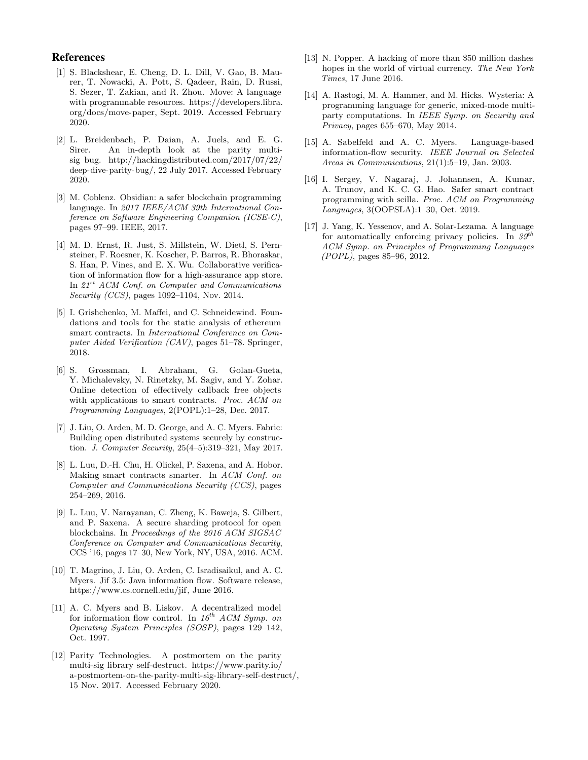## References

[1] S. Blackshear, E. Cheng, D. L. Dill, V. Gao, B. Maurer, T. Nowacki, A. Pott, S. Qadeer, Rain, D. Russi, S. Sezer, T. Zakian, and R. Zhou. Move: A language with programmable resources. https://developers.libra.org/docs/move-paper, Sept. 2019. Accessed February 2020.

[2] L. Breidenbach, P. Daian, A. Juels, and E. G. Sirer. An in-depth look at the parity multisig bug. http://hackingdistributed.com/2017/07/22/deep-dive-parity-bug/, 22 July 2017. Accessed February 2020.

[3] M. Coblenz. Obsidian: a safer blockchain programming language. In *2017 IEEE/ACM 39th International Conference on Software Engineering Companion (ICSE-C)*, pages 97–99. IEEE, 2017.

[4] M. D. Ernst, R. Just, S. Millstein, W. Dietl, S. Pernsteiner, F. Roesner, K. Koscher, P. Barros, R. Bhoraskar, S. Han, P. Vines, and E. X. Wu. Collaborative verification of information flow for a high-assurance app store. In *21st ACM Conf. on Computer and Communications Security (CCS)*, pages 1092–1104, Nov. 2014.

[5] I. Grishchenko, M. Maffei, and C. Schneidewind. Foundations and tools for the static analysis of ethereum smart contracts. In *International Conference on Computer Aided Verification (CAV)*, pages 51–78. Springer, 2018.

[6] S. Grossman, I. Abraham, G. Golan-Gueta, Y. Michalevsky, N. Rinetzky, M. Sagiv, and Y. Zohar. Online detection of effectively callback free objects with applications to smart contracts. *Proc. ACM on Programming Languages*, 2(POPL):1–28, Dec. 2017.

[7] J. Liu, O. Arden, M. D. George, and A. C. Myers. Fabric: Building open distributed systems securely by construction. *J. Computer Security*, 25(4–5):319–321, May 2017.

[8] L. Luu, D.-H. Chu, H. Olickel, P. Saxena, and A. Hobor. Making smart contracts smarter. In *ACM Conf. on Computer and Communications Security (CCS)*, pages 254–269, 2016.

[9] L. Luu, V. Narayanan, C. Zheng, K. Baweja, S. Gilbert, and P. Saxena. A secure sharding protocol for open blockchains. In *Proceedings of the 2016 ACM SIGSAC Conference on Computer and Communications Security*, CCS '16, pages 17–30, New York, NY, USA, 2016. ACM.

[10] T. Magrino, J. Liu, O. Arden, C. Isradisaikul, and A. C. Myers. Jif 3.5: Java information flow. Software release, https://www.cs.cornell.edu/jif, June 2016.

[11] A. C. Myers and B. Liskov. A decentralized model for information flow control. In *16th ACM Symp. on Operating System Principles (SOSP)*, pages 129–142, Oct. 1997.

[12] Parity Technologies. A postmortem on the parity multi-sig library self-destruct. https://www.parity.io/a-postmortem-on-the-parity-multi-sig-library-self-destruct/, 15 Nov. 2017. Accessed February 2020.

[13] N. Popper. A hacking of more than $50 million dashes hopes in the world of virtual currency. *The New York Times*, 17 June 2016.

[14] A. Rastogi, M. A. Hammer, and M. Hicks. Wysteria: A programming language for generic, mixed-mode multiparty computations. In *IEEE Symp. on Security and Privacy*, pages 655–670, May 2014.

[15] A. Sabelfeld and A. C. Myers. Language-based information-flow security. *IEEE Journal on Selected Areas in Communications*, 21(1):5–19, Jan. 2003.

[16] I. Sergey, V. Nagaraj, J. Johannsen, A. Kumar, A. Trunov, and K. C. G. Hao. Safer smart contract programming with scilla. *Proc. ACM on Programming Languages*, 3(OOPSLA):1–30, Oct. 2019.

[17] J. Yang, K. Yessenov, and A. Solar-Lezama. A language for automatically enforcing privacy policies. In *39th ACM Symp. on Principles of Programming Languages (POPL)*, pages 85–96, 2012.